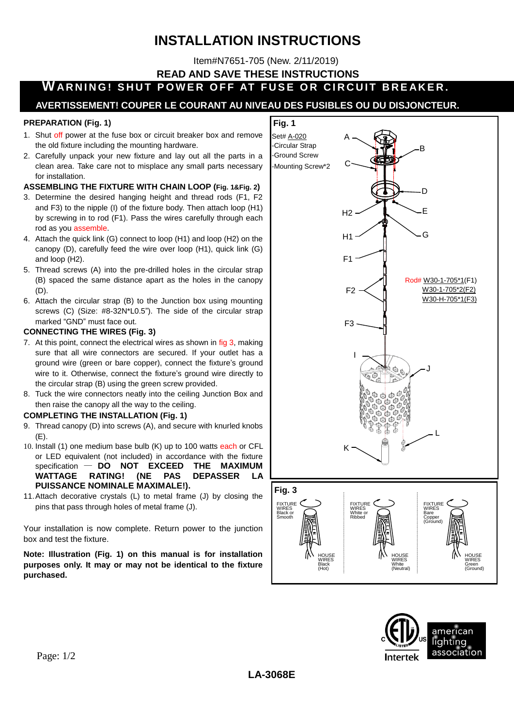# INSTALLATION INSTRUCTIONS

Item#N7651-705 (New. 2/11/2019)

**READ AND SAVE THESE INSTRUCTIONS**

**WARNING! SHUT POWER OFF AT FUSE OR CIRCUIT BREAKER.**

**AVERTISSEMENT! COUPER LE COURANT AU NIVEAU DES FUSIBLES OU DU DISJONCTEUR.**

### PREPARATION (Fig. 1)

1. Shut off power at the fuse box or circuit breaker box and remove the old fixture including the mounting hardware.
2. Carefully unpack your new fixture and lay out all the parts in a clean area. Take care not to misplace any small parts necessary for installation.

### ASSEMBLING THE FIXTURE WITH CHAIN LOOP (Fig. 1&Fig. 2)

3. Determine the desired hanging height and thread rods (F1, F2 and F3) to the nipple (I) of the fixture body. Then attach loop (H1) by screwing in to rod (F1). Pass the wires carefully through each rod as you assemble.
4. Attach the quick link (G) connect to loop (H1) and loop (H2) on the canopy (D), carefully feed the wire over loop (H1), quick link (G) and loop (H2).
5. Thread screws (A) into the pre-drilled holes in the circular strap (B) spaced the same distance apart as the holes in the canopy (D).
6. Attach the circular strap (B) to the Junction box using mounting screws (C) (Size: #8-32N*L0.5"). The side of the circular strap marked "GND" must face out.

### CONNECTING THE WIRES (Fig. 3)

7. At this point, connect the electrical wires as shown in fig 3, making sure that all wire connectors are secured. If your outlet has a ground wire (green or bare copper), connect the fixture's ground wire to it. Otherwise, connect the fixture's ground wire directly to the circular strap (B) using the green screw provided.
8. Tuck the wire connectors neatly into the ceiling Junction Box and then raise the canopy all the way to the ceiling.

### COMPLETING THE INSTALLATION (Fig. 1)

9. Thread canopy (D) into screws (A), and secure with knurled knobs (E).
10. Install (1) one medium base bulb (K) up to 100 watts each or CFL or LED equivalent (not included) in accordance with the fixture specification — **DO NOT EXCEED THE MAXIMUM WATTAGE RATING! (NE PAS DEPASSER LA PUISSANCE NOMINALE MAXIMALE!).**
11. Attach decorative crystals (L) to metal frame (J) by closing the pins that pass through holes of metal frame (J).

Your installation is now complete. Return power to the junction box and test the fixture.

**Note: Illustration (Fig. 1) on this manual is for installation purposes only. It may or may not be identical to the fixture purchased.**

**Fig. 1**

Set# A-020
- Circular Strap
- Ground Screw
- Mounting Screw*2

A, B, C, D, E, H2, H1, G, F1, F2, F3, I, J, K, L

Rod# W30-1-705*1(F1)
W30-1-705*2(F2)
W30-H-705*1(F3)

**Fig. 3**

| FIXTURE WIRES | HOUSE WIRES |
| --- | --- |
| Black or Smooth | Black (Hot) |
| White or Ribbed | White (Neutral) |
| Bare Copper (Ground) | Green (Ground) |

Intertek — american lighting association

LA-3068E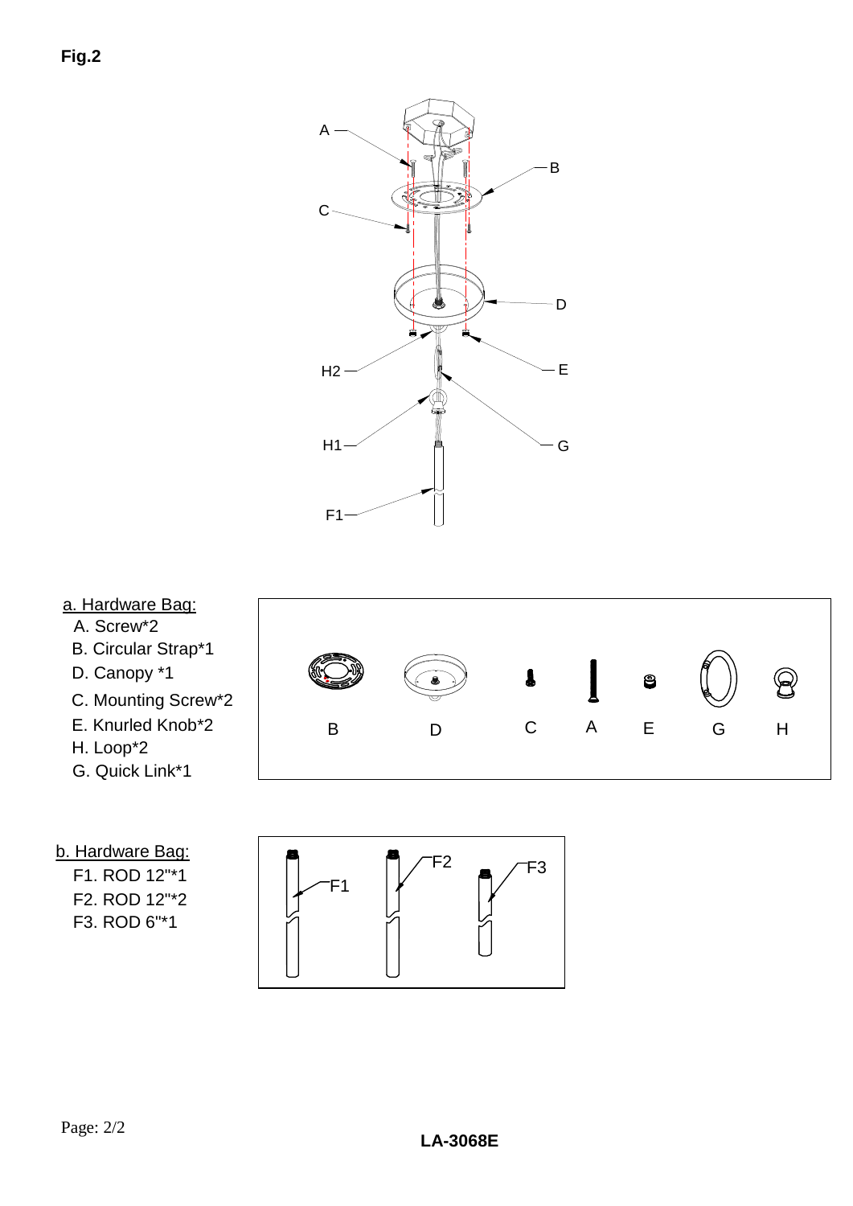**Fig.2**

A
B
C
D
H2
E
H1
G
F1

a. Hardware Bag:

A. Screw*2
B. Circular Strap*1
D. Canopy *1
C. Mounting Screw*2
E. Knurled Knob*2
H. Loop*2
G. Quick Link*1

B D C A E G H

b. Hardware Bag:

F1. ROD 12"*1
F2. ROD 12"*2
F3. ROD 6"*1

F1 F2 F3

**LA-3068E**